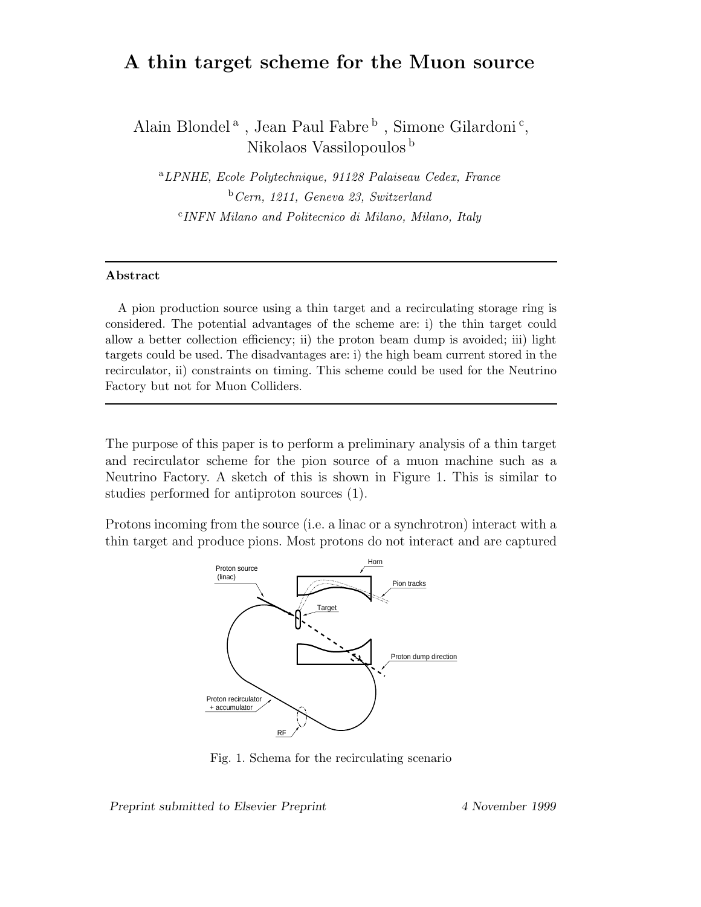# A thin target scheme for the Muon source

Alain Blondel [a], Jean Paul Fabre [b], Simone Gilardoni [c], Nikolaos Vassilopoulos [b]

[a] *LPNHE, Ecole Polytechnique, 91128 Palaiseau Cedex, France*

[b] *Cern, 1211, Geneva 23, Switzerland*

[c] *INFN Milano and Politecnico di Milano, Milano, Italy*

---

**Abstract**

A pion production source using a thin target and a recirculating storage ring is considered. The potential advantages of the scheme are: i) the thin target could allow a better collection efficiency; ii) the proton beam dump is avoided; iii) light targets could be used. The disadvantages are: i) the high beam current stored in the recirculator, ii) constraints on timing. This scheme could be used for the Neutrino Factory but not for Muon Colliders.

---

The purpose of this paper is to perform a preliminary analysis of a thin target and recirculator scheme for the pion source of a muon machine such as a Neutrino Factory. A sketch of this is shown in Figure 1. This is similar to studies performed for antiproton sources (1).

Protons incoming from the source (i.e. a linac or a synchrotron) interact with a thin target and produce pions. Most protons do not interact and are captured

Fig. 1. Schema for the recirculating scenario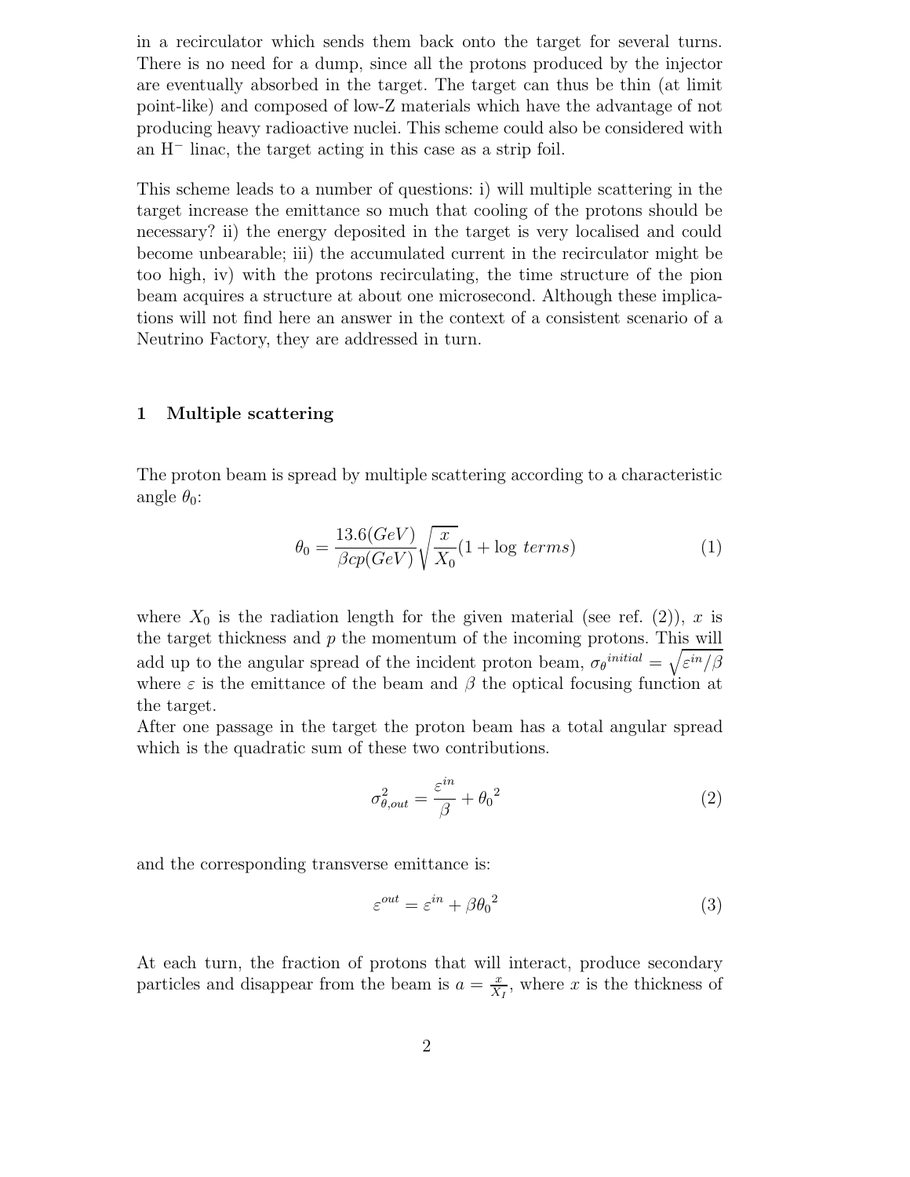in a recirculator which sends them back onto the target for several turns. There is no need for a dump, since all the protons produced by the injector are eventually absorbed in the target. The target can thus be thin (at limit point-like) and composed of low-Z materials which have the advantage of not producing heavy radioactive nuclei. This scheme could also be considered with an $H^-$ linac, the target acting in this case as a strip foil.

This scheme leads to a number of questions: i) will multiple scattering in the target increase the emittance so much that cooling of the protons should be necessary? ii) the energy deposited in the target is very localised and could become unbearable; iii) the accumulated current in the recirculator might be too high, iv) with the protons recirculating, the time structure of the pion beam acquires a structure at about one microsecond. Although these implications will not find here an answer in the context of a consistent scenario of a Neutrino Factory, they are addressed in turn.

## 1 Multiple scattering

The proton beam is spread by multiple scattering according to a characteristic angle $\theta_0$:

$$\theta_0 = \frac{13.6(GeV)}{\beta cp(GeV)} \sqrt{\frac{x}{X_0}} (1 + \log\ terms) \tag{1}$$

where $X_0$ is the radiation length for the given material (see ref. (2)), $x$ is the target thickness and $p$ the momentum of the incoming protons. This will add up to the angular spread of the incident proton beam, $\sigma_\theta{}^{initial} = \sqrt{\varepsilon^{in}/\beta}$ where $\varepsilon$ is the emittance of the beam and $\beta$ the optical focusing function at the target.

After one passage in the target the proton beam has a total angular spread which is the quadratic sum of these two contributions.

$$\sigma^2_{\theta,out} = \frac{\varepsilon^{in}}{\beta} + {\theta_0}^2 \tag{2}$$

and the corresponding transverse emittance is:

$$\varepsilon^{out} = \varepsilon^{in} + \beta{\theta_0}^2 \tag{3}$$

At each turn, the fraction of protons that will interact, produce secondary particles and disappear from the beam is $a = \frac{x}{X_I}$, where $x$ is the thickness of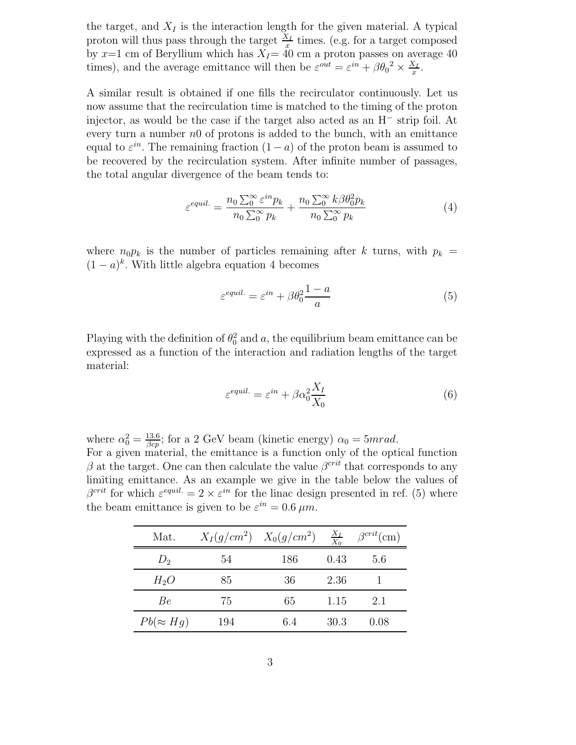the target, and $X_I$ is the interaction length for the given material. A typical proton will thus pass through the target $\frac{X_I}{x}$ times. (e.g. for a target composed by $x$=1 cm of Beryllium which has $X_I$= 40 cm a proton passes on average 40 times), and the average emittance will then be $\varepsilon^{out} = \varepsilon^{in} + \beta{\theta_0}^2 \times \frac{X_I}{x}$.

A similar result is obtained if one fills the recirculator continuously. Let us now assume that the recirculation time is matched to the timing of the proton injector, as would be the case if the target also acted as an H$^-$ strip foil. At every turn a number $n0$ of protons is added to the bunch, with an emittance equal to $\varepsilon^{in}$. The remaining fraction $(1-a)$ of the proton beam is assumed to be recovered by the recirculation system. After infinite number of passages, the total angular divergence of the beam tends to:

$$\varepsilon^{equil.} = \frac{n_0 \sum_0^\infty \varepsilon^{in} p_k}{n_0 \sum_0^\infty p_k} + \frac{n_0 \sum_0^\infty k\beta\theta_0^2 p_k}{n_0 \sum_0^\infty p_k} \tag{4}$$

where $n_0 p_k$ is the number of particles remaining after $k$ turns, with $p_k = (1-a)^k$. With little algebra equation 4 becomes

$$\varepsilon^{equil.} = \varepsilon^{in} + \beta\theta_0^2 \frac{1-a}{a} \tag{5}$$

Playing with the definition of $\theta_0^2$ and $a$, the equilibrium beam emittance can be expressed as a function of the interaction and radiation lengths of the target material:

$$\varepsilon^{equil.} = \varepsilon^{in} + \beta\alpha_0^2 \frac{X_I}{X_0} \tag{6}$$

where $\alpha_0^2 = \frac{13.6}{\beta cp}$; for a 2 GeV beam (kinetic energy) $\alpha_0 = 5 mrad$.
For a given material, the emittance is a function only of the optical function $\beta$ at the target. One can then calculate the value $\beta^{crit}$ that corresponds to any limiting emittance. As an example we give in the table below the values of $\beta^{crit}$ for which $\varepsilon^{equil.} = 2 \times \varepsilon^{in}$ for the linac design presented in ref. (5) where the beam emittance is given to be $\varepsilon^{in} = 0.6\,\mu m$.

| Mat. | $X_I(g/cm^2)$ | $X_0(g/cm^2)$ | $\frac{X_I}{X_0}$ | $\beta^{crit}$(cm) |
|---|---|---|---|---|
| $D_2$ | 54 | 186 | 0.43 | 5.6 |
| $H_2O$ | 85 | 36 | 2.36 | 1 |
| $Be$ | 75 | 65 | 1.15 | 2.1 |
| $Pb(\approx Hg)$ | 194 | 6.4 | 30.3 | 0.08 |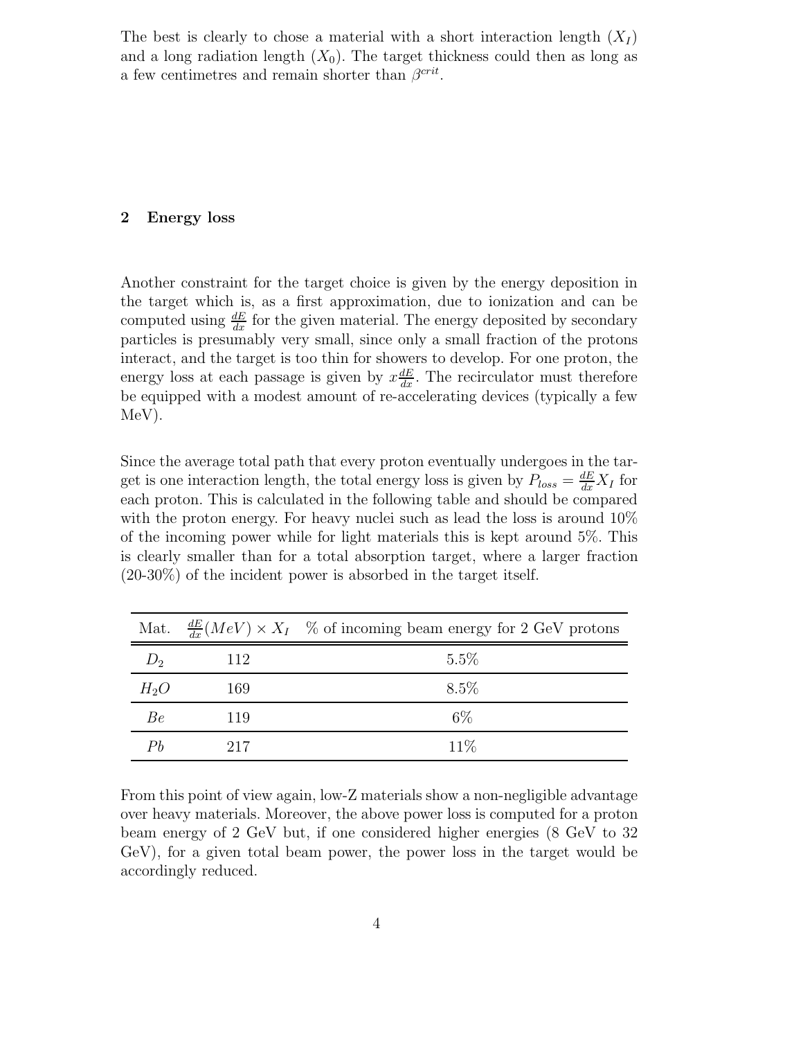The best is clearly to chose a material with a short interaction length ($X_I$) and a long radiation length ($X_0$). The target thickness could then as long as a few centimetres and remain shorter than $\beta^{crit}$.

## 2 Energy loss

Another constraint for the target choice is given by the energy deposition in the target which is, as a first approximation, due to ionization and can be computed using $\frac{dE}{dx}$ for the given material. The energy deposited by secondary particles is presumably very small, since only a small fraction of the protons interact, and the target is too thin for showers to develop. For one proton, the energy loss at each passage is given by $x\frac{dE}{dx}$. The recirculator must therefore be equipped with a modest amount of re-accelerating devices (typically a few MeV).

Since the average total path that every proton eventually undergoes in the target is one interaction length, the total energy loss is given by $P_{loss} = \frac{dE}{dx}X_I$ for each proton. This is calculated in the following table and should be compared with the proton energy. For heavy nuclei such as lead the loss is around 10% of the incoming power while for light materials this is kept around 5%. This is clearly smaller than for a total absorption target, where a larger fraction (20-30%) of the incident power is absorbed in the target itself.

| Mat. | $\frac{dE}{dx}(MeV) \times X_I$ | % of incoming beam energy for 2 GeV protons |
|---|---|---|
| $D_2$ | 112 | 5.5% |
| $H_2O$ | 169 | 8.5% |
| $Be$ | 119 | 6% |
| $Pb$ | 217 | 11% |

From this point of view again, low-Z materials show a non-negligible advantage over heavy materials. Moreover, the above power loss is computed for a proton beam energy of 2 GeV but, if one considered higher energies (8 GeV to 32 GeV), for a given total beam power, the power loss in the target would be accordingly reduced.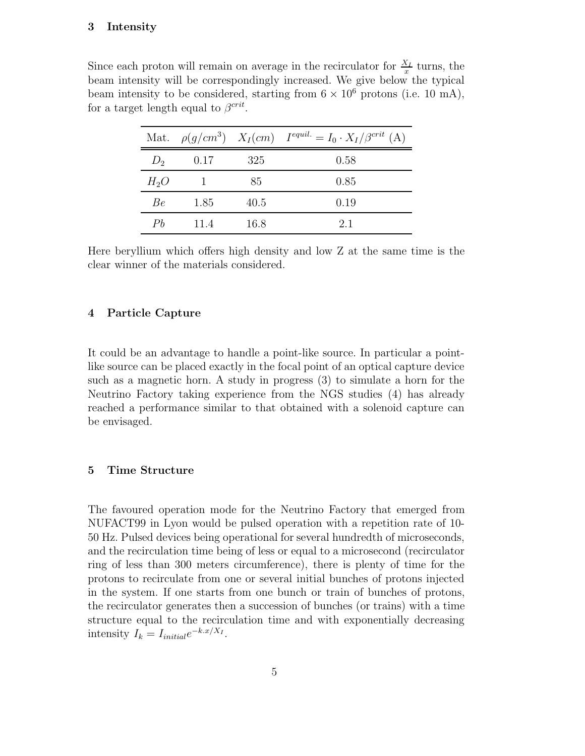## 3 Intensity

Since each proton will remain on average in the recirculator for $\frac{X_I}{x}$ turns, the beam intensity will be correspondingly increased. We give below the typical beam intensity to be considered, starting from $6 \times 10^6$ protons (i.e. 10 mA), for a target length equal to $\beta^{crit}$.

| Mat. | $\rho(g/cm^3)$ | $X_I(cm)$ | $I^{equil.} = I_0 \cdot X_I/\beta^{crit}$ (A) |
|---|---|---|---|
| $D_2$ | 0.17 | 325 | 0.58 |
| $H_2O$ | 1 | 85 | 0.85 |
| $Be$ | 1.85 | 40.5 | 0.19 |
| $Pb$ | 11.4 | 16.8 | 2.1 |

Here beryllium which offers high density and low Z at the same time is the clear winner of the materials considered.

## 4 Particle Capture

It could be an advantage to handle a point-like source. In particular a point-like source can be placed exactly in the focal point of an optical capture device such as a magnetic horn. A study in progress (3) to simulate a horn for the Neutrino Factory taking experience from the NGS studies (4) has already reached a performance similar to that obtained with a solenoid capture can be envisaged.

## 5 Time Structure

The favoured operation mode for the Neutrino Factory that emerged from NUFACT99 in Lyon would be pulsed operation with a repetition rate of 10-50 Hz. Pulsed devices being operational for several hundredth of microseconds, and the recirculation time being of less or equal to a microsecond (recirculator ring of less than 300 meters circumference), there is plenty of time for the protons to recirculate from one or several initial bunches of protons injected in the system. If one starts from one bunch or train of bunches of protons, the recirculator generates then a succession of bunches (or trains) with a time structure equal to the recirculation time and with exponentially decreasing intensity $I_k = I_{initial}e^{-k.x/X_I}$.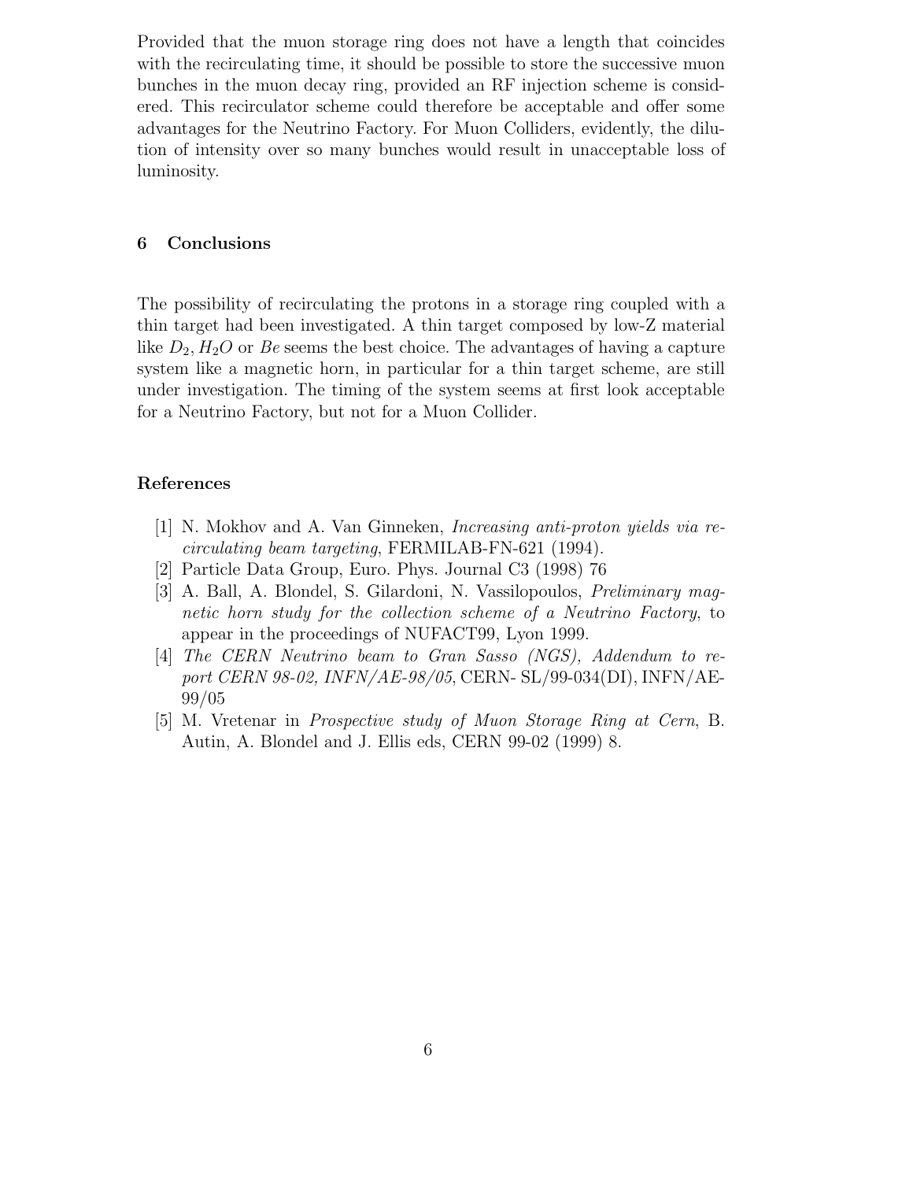Provided that the muon storage ring does not have a length that coincides with the recirculating time, it should be possible to store the successive muon bunches in the muon decay ring, provided an RF injection scheme is considered. This recirculator scheme could therefore be acceptable and offer some advantages for the Neutrino Factory. For Muon Colliders, evidently, the dilution of intensity over so many bunches would result in unacceptable loss of luminosity.

## 6 Conclusions

The possibility of recirculating the protons in a storage ring coupled with a thin target had been investigated. A thin target composed by low-Z material like $D_2, H_2O$ or $Be$ seems the best choice. The advantages of having a capture system like a magnetic horn, in particular for a thin target scheme, are still under investigation. The timing of the system seems at first look acceptable for a Neutrino Factory, but not for a Muon Collider.

## References

[1] N. Mokhov and A. Van Ginneken, *Increasing anti-proton yields via recirculating beam targeting*, FERMILAB-FN-621 (1994).

[2] Particle Data Group, Euro. Phys. Journal C3 (1998) 76

[3] A. Ball, A. Blondel, S. Gilardoni, N. Vassilopoulos, *Preliminary magnetic horn study for the collection scheme of a Neutrino Factory*, to appear in the proceedings of NUFACT99, Lyon 1999.

[4] *The CERN Neutrino beam to Gran Sasso (NGS), Addendum to report CERN 98-02, INFN/AE-98/05*, CERN- SL/99-034(DI), INFN/AE-99/05

[5] M. Vretenar in *Prospective study of Muon Storage Ring at Cern*, B. Autin, A. Blondel and J. Ellis eds, CERN 99-02 (1999) 8.